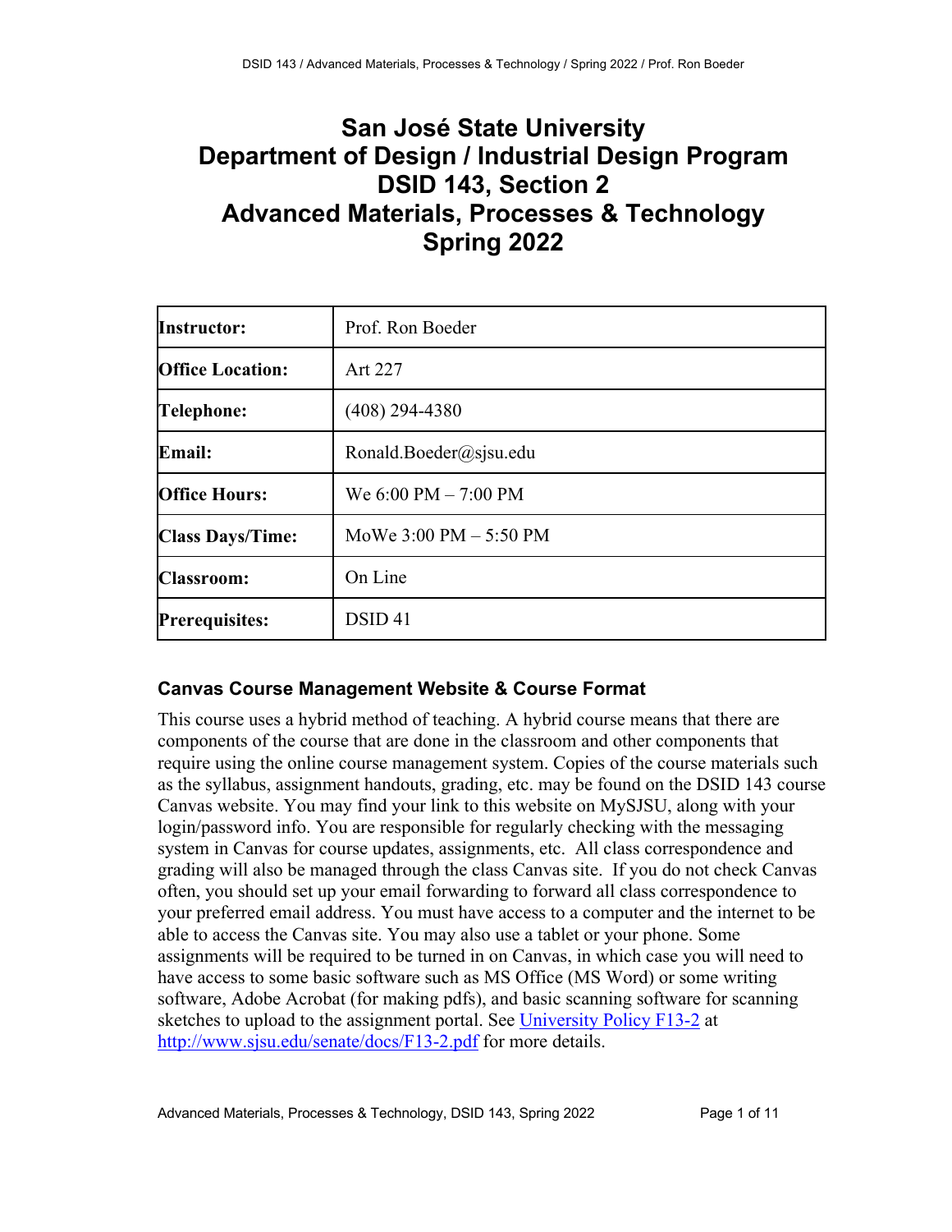# San José State University
# Department of Design / Industrial Design Program
# DSID 143, Section 2
# Advanced Materials, Processes & Technology
# Spring 2022

| | |
|---|---|
| **Instructor:** | Prof. Ron Boeder |
| **Office Location:** | Art 227 |
| **Telephone:** | (408) 294-4380 |
| **Email:** | Ronald.Boeder@sjsu.edu |
| **Office Hours:** | We 6:00 PM – 7:00 PM |
| **Class Days/Time:** | MoWe 3:00 PM – 5:50 PM |
| **Classroom:** | On Line |
| **Prerequisites:** | DSID 41 |

## Canvas Course Management Website & Course Format

This course uses a hybrid method of teaching. A hybrid course means that there are components of the course that are done in the classroom and other components that require using the online course management system. Copies of the course materials such as the syllabus, assignment handouts, grading, etc. may be found on the DSID 143 course Canvas website. You may find your link to this website on MySJSU, along with your login/password info. You are responsible for regularly checking with the messaging system in Canvas for course updates, assignments, etc. All class correspondence and grading will also be managed through the class Canvas site. If you do not check Canvas often, you should set up your email forwarding to forward all class correspondence to your preferred email address. You must have access to a computer and the internet to be able to access the Canvas site. You may also use a tablet or your phone. Some assignments will be required to be turned in on Canvas, in which case you will need to have access to some basic software such as MS Office (MS Word) or some writing software, Adobe Acrobat (for making pdfs), and basic scanning software for scanning sketches to upload to the assignment portal. See [University Policy F13-2](http://www.sjsu.edu/senate/docs/F13-2.pdf) at [http://www.sjsu.edu/senate/docs/F13-2.pdf](http://www.sjsu.edu/senate/docs/F13-2.pdf) for more details.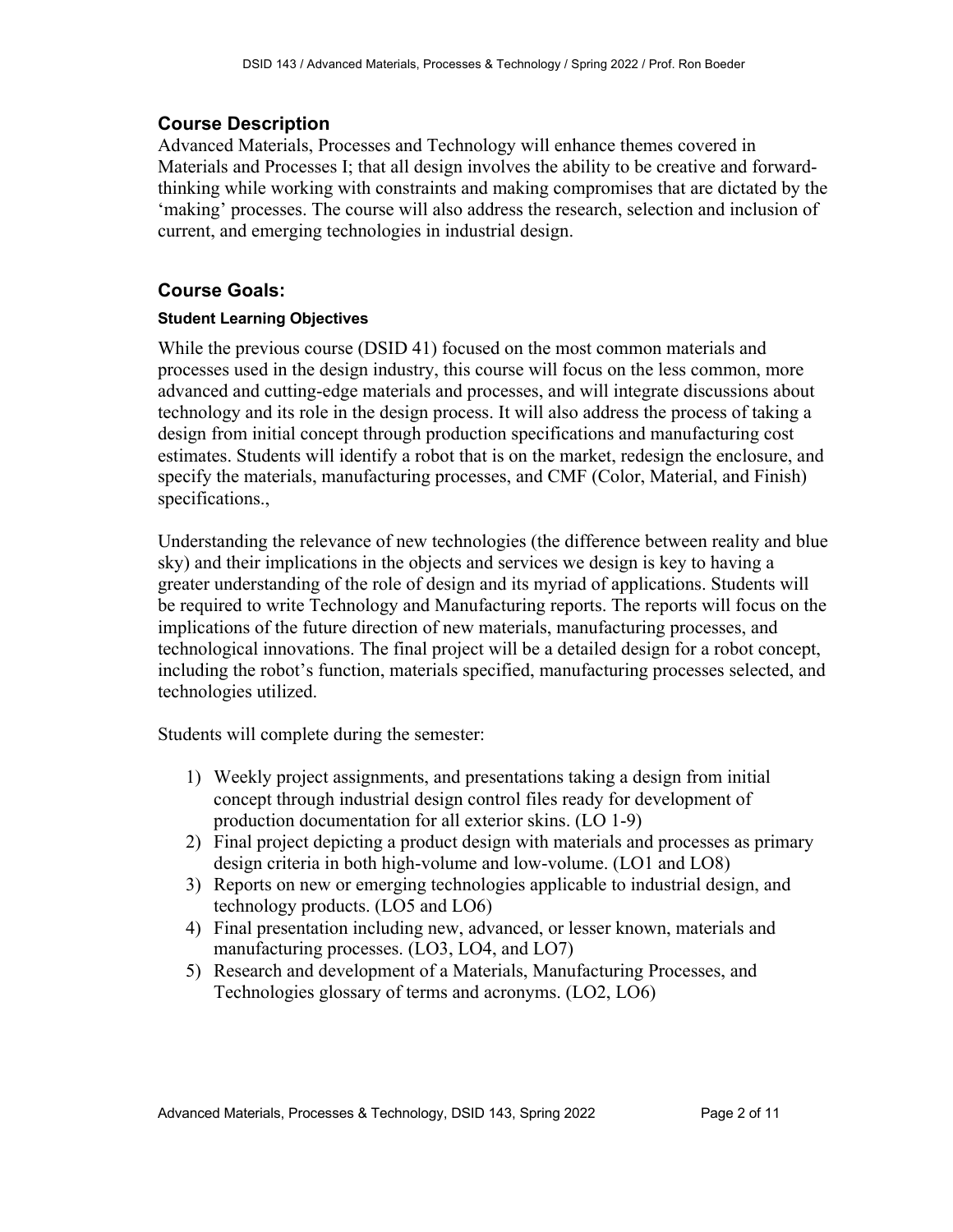## Course Description

Advanced Materials, Processes and Technology will enhance themes covered in Materials and Processes I; that all design involves the ability to be creative and forward-thinking while working with constraints and making compromises that are dictated by the 'making' processes. The course will also address the research, selection and inclusion of current, and emerging technologies in industrial design.

## Course Goals:

#### Student Learning Objectives

While the previous course (DSID 41) focused on the most common materials and processes used in the design industry, this course will focus on the less common, more advanced and cutting-edge materials and processes, and will integrate discussions about technology and its role in the design process. It will also address the process of taking a design from initial concept through production specifications and manufacturing cost estimates. Students will identify a robot that is on the market, redesign the enclosure, and specify the materials, manufacturing processes, and CMF (Color, Material, and Finish) specifications.,

Understanding the relevance of new technologies (the difference between reality and blue sky) and their implications in the objects and services we design is key to having a greater understanding of the role of design and its myriad of applications. Students will be required to write Technology and Manufacturing reports. The reports will focus on the implications of the future direction of new materials, manufacturing processes, and technological innovations. The final project will be a detailed design for a robot concept, including the robot's function, materials specified, manufacturing processes selected, and technologies utilized.

Students will complete during the semester:

1) Weekly project assignments, and presentations taking a design from initial concept through industrial design control files ready for development of production documentation for all exterior skins. (LO 1-9)
2) Final project depicting a product design with materials and processes as primary design criteria in both high-volume and low-volume. (LO1 and LO8)
3) Reports on new or emerging technologies applicable to industrial design, and technology products. (LO5 and LO6)
4) Final presentation including new, advanced, or lesser known, materials and manufacturing processes. (LO3, LO4, and LO7)
5) Research and development of a Materials, Manufacturing Processes, and Technologies glossary of terms and acronyms. (LO2, LO6)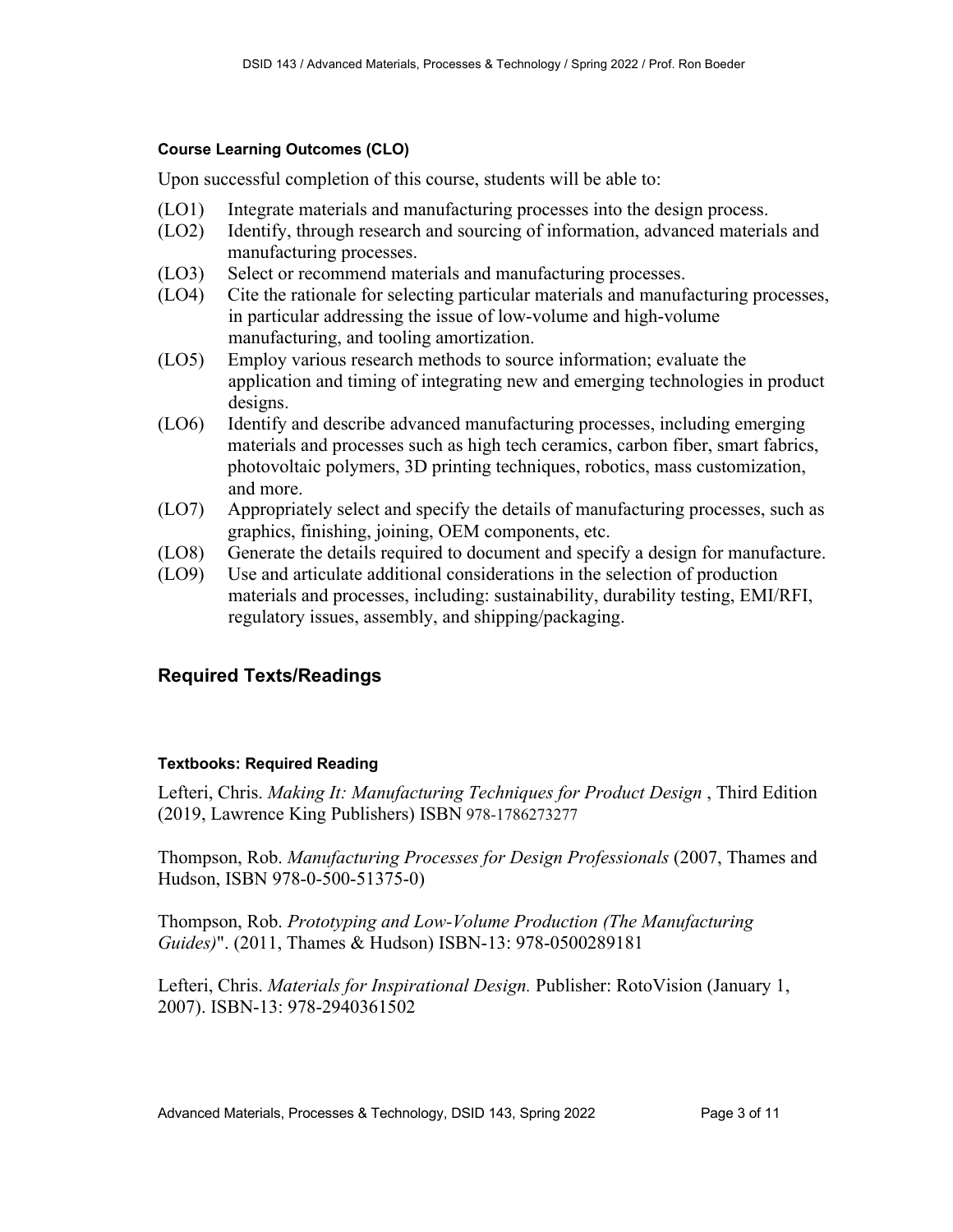#### Course Learning Outcomes (CLO)

Upon successful completion of this course, students will be able to:

- (LO1) Integrate materials and manufacturing processes into the design process.
- (LO2) Identify, through research and sourcing of information, advanced materials and manufacturing processes.
- (LO3) Select or recommend materials and manufacturing processes.
- (LO4) Cite the rationale for selecting particular materials and manufacturing processes, in particular addressing the issue of low-volume and high-volume manufacturing, and tooling amortization.
- (LO5) Employ various research methods to source information; evaluate the application and timing of integrating new and emerging technologies in product designs.
- (LO6) Identify and describe advanced manufacturing processes, including emerging materials and processes such as high tech ceramics, carbon fiber, smart fabrics, photovoltaic polymers, 3D printing techniques, robotics, mass customization, and more.
- (LO7) Appropriately select and specify the details of manufacturing processes, such as graphics, finishing, joining, OEM components, etc.
- (LO8) Generate the details required to document and specify a design for manufacture.
- (LO9) Use and articulate additional considerations in the selection of production materials and processes, including: sustainability, durability testing, EMI/RFI, regulatory issues, assembly, and shipping/packaging.

## Required Texts/Readings

#### Textbooks: Required Reading

Lefteri, Chris. *Making It: Manufacturing Techniques for Product Design* , Third Edition (2019, Lawrence King Publishers) ISBN 978-1786273277

Thompson, Rob. *Manufacturing Processes for Design Professionals* (2007, Thames and Hudson, ISBN 978-0-500-51375-0)

Thompson, Rob. *Prototyping and Low-Volume Production (The Manufacturing Guides)*". (2011, Thames & Hudson) ISBN-13: 978-0500289181

Lefteri, Chris. *Materials for Inspirational Design.* Publisher: RotoVision (January 1, 2007). ISBN-13: 978-2940361502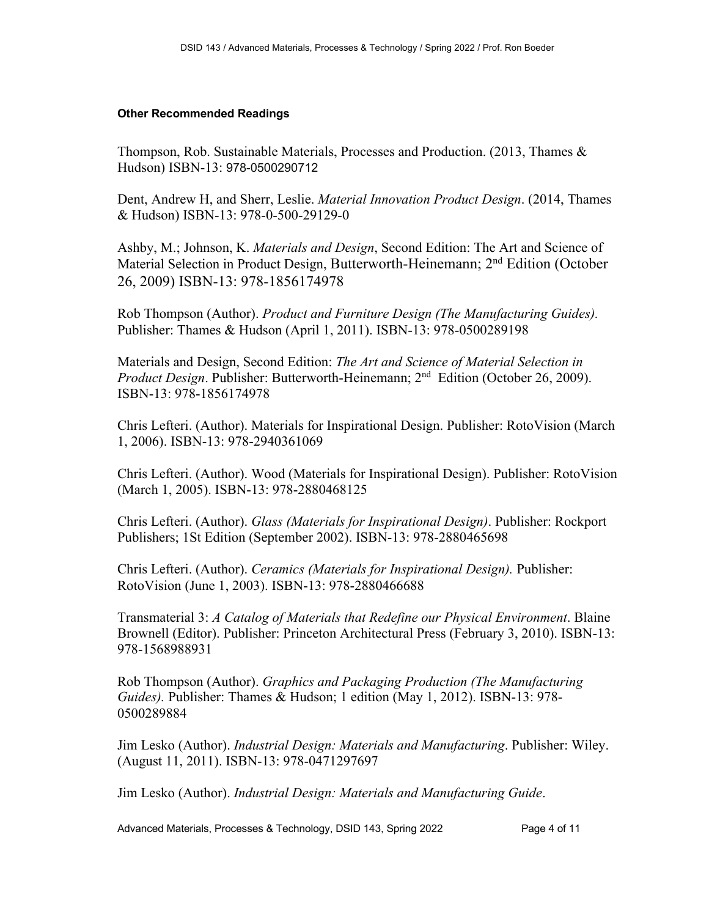**Other Recommended Readings**

Thompson, Rob. Sustainable Materials, Processes and Production. (2013, Thames & Hudson) ISBN-13: 978-0500290712

Dent, Andrew H, and Sherr, Leslie. *Material Innovation Product Design*. (2014, Thames & Hudson) ISBN-13: 978-0-500-29129-0

Ashby, M.; Johnson, K. *Materials and Design*, Second Edition: The Art and Science of Material Selection in Product Design, Butterworth-Heinemann; 2nd Edition (October 26, 2009) ISBN-13: 978-1856174978

Rob Thompson (Author). *Product and Furniture Design (The Manufacturing Guides).* Publisher: Thames & Hudson (April 1, 2011). ISBN-13: 978-0500289198

Materials and Design, Second Edition: *The Art and Science of Material Selection in Product Design*. Publisher: Butterworth-Heinemann; 2nd Edition (October 26, 2009). ISBN-13: 978-1856174978

Chris Lefteri. (Author). Materials for Inspirational Design. Publisher: RotoVision (March 1, 2006). ISBN-13: 978-2940361069

Chris Lefteri. (Author). Wood (Materials for Inspirational Design). Publisher: RotoVision (March 1, 2005). ISBN-13: 978-2880468125

Chris Lefteri. (Author). *Glass (Materials for Inspirational Design)*. Publisher: Rockport Publishers; 1St Edition (September 2002). ISBN-13: 978-2880465698

Chris Lefteri. (Author). *Ceramics (Materials for Inspirational Design).* Publisher: RotoVision (June 1, 2003). ISBN-13: 978-2880466688

Transmaterial 3: *A Catalog of Materials that Redefine our Physical Environment*. Blaine Brownell (Editor). Publisher: Princeton Architectural Press (February 3, 2010). ISBN-13: 978-1568988931

Rob Thompson (Author). *Graphics and Packaging Production (The Manufacturing Guides).* Publisher: Thames & Hudson; 1 edition (May 1, 2012). ISBN-13: 978-0500289884

Jim Lesko (Author). *Industrial Design: Materials and Manufacturing*. Publisher: Wiley. (August 11, 2011). ISBN-13: 978-0471297697

Jim Lesko (Author). *Industrial Design: Materials and Manufacturing Guide*.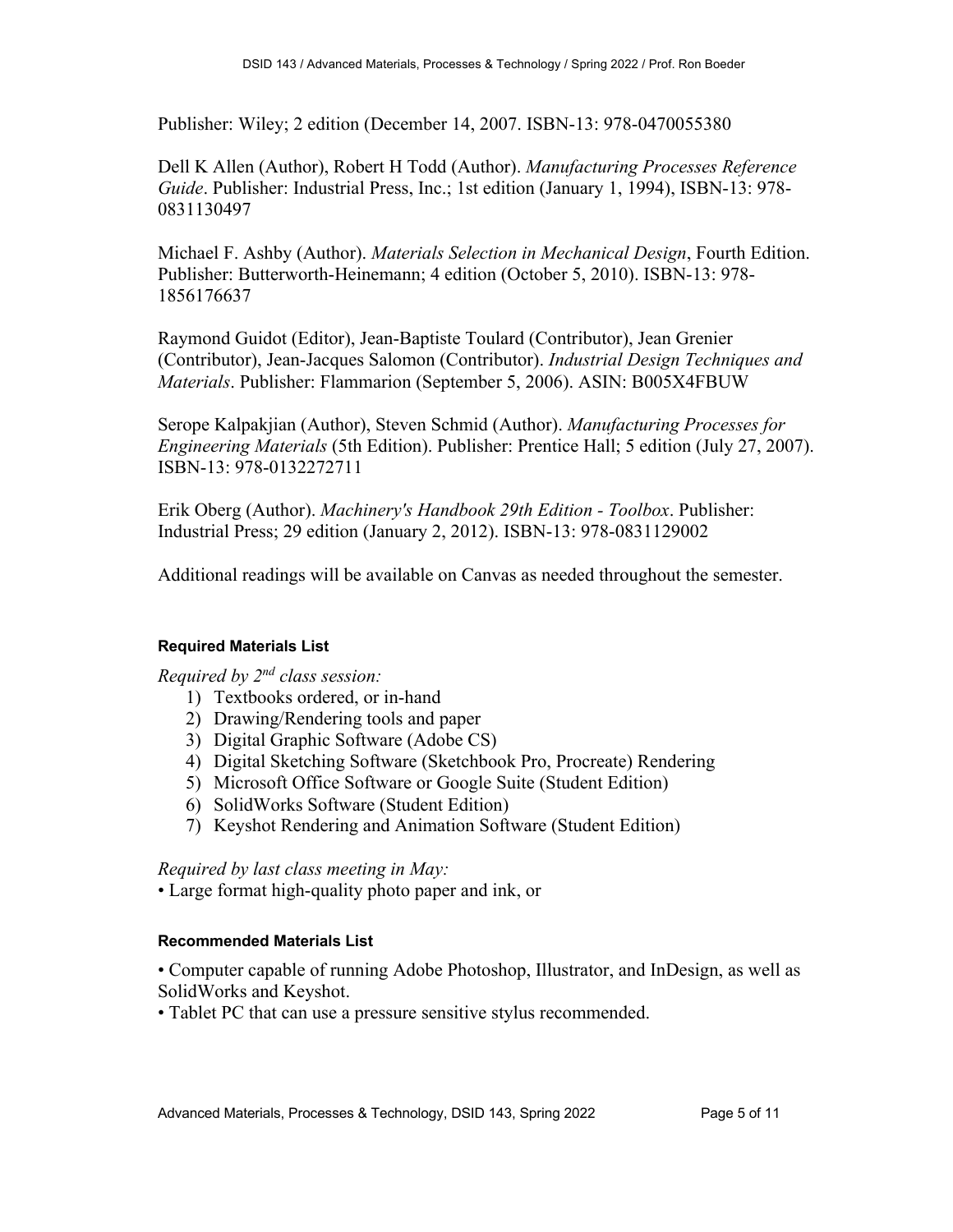Publisher: Wiley; 2 edition (December 14, 2007. ISBN-13: 978-0470055380

Dell K Allen (Author), Robert H Todd (Author). *Manufacturing Processes Reference Guide*. Publisher: Industrial Press, Inc.; 1st edition (January 1, 1994), ISBN-13: 978-0831130497

Michael F. Ashby (Author). *Materials Selection in Mechanical Design*, Fourth Edition. Publisher: Butterworth-Heinemann; 4 edition (October 5, 2010). ISBN-13: 978-1856176637

Raymond Guidot (Editor), Jean-Baptiste Toulard (Contributor), Jean Grenier (Contributor), Jean-Jacques Salomon (Contributor). *Industrial Design Techniques and Materials*. Publisher: Flammarion (September 5, 2006). ASIN: B005X4FBUW

Serope Kalpakjian (Author), Steven Schmid (Author). *Manufacturing Processes for Engineering Materials* (5th Edition). Publisher: Prentice Hall; 5 edition (July 27, 2007). ISBN-13: 978-0132272711

Erik Oberg (Author). *Machinery's Handbook 29th Edition - Toolbox*. Publisher: Industrial Press; 29 edition (January 2, 2012). ISBN-13: 978-0831129002

Additional readings will be available on Canvas as needed throughout the semester.

#### Required Materials List

*Required by 2nd class session:*

1) Textbooks ordered, or in-hand
2) Drawing/Rendering tools and paper
3) Digital Graphic Software (Adobe CS)
4) Digital Sketching Software (Sketchbook Pro, Procreate) Rendering
5) Microsoft Office Software or Google Suite (Student Edition)
6) SolidWorks Software (Student Edition)
7) Keyshot Rendering and Animation Software (Student Edition)

*Required by last class meeting in May:*

- Large format high-quality photo paper and ink, or

#### Recommended Materials List

- Computer capable of running Adobe Photoshop, Illustrator, and InDesign, as well as SolidWorks and Keyshot.
- Tablet PC that can use a pressure sensitive stylus recommended.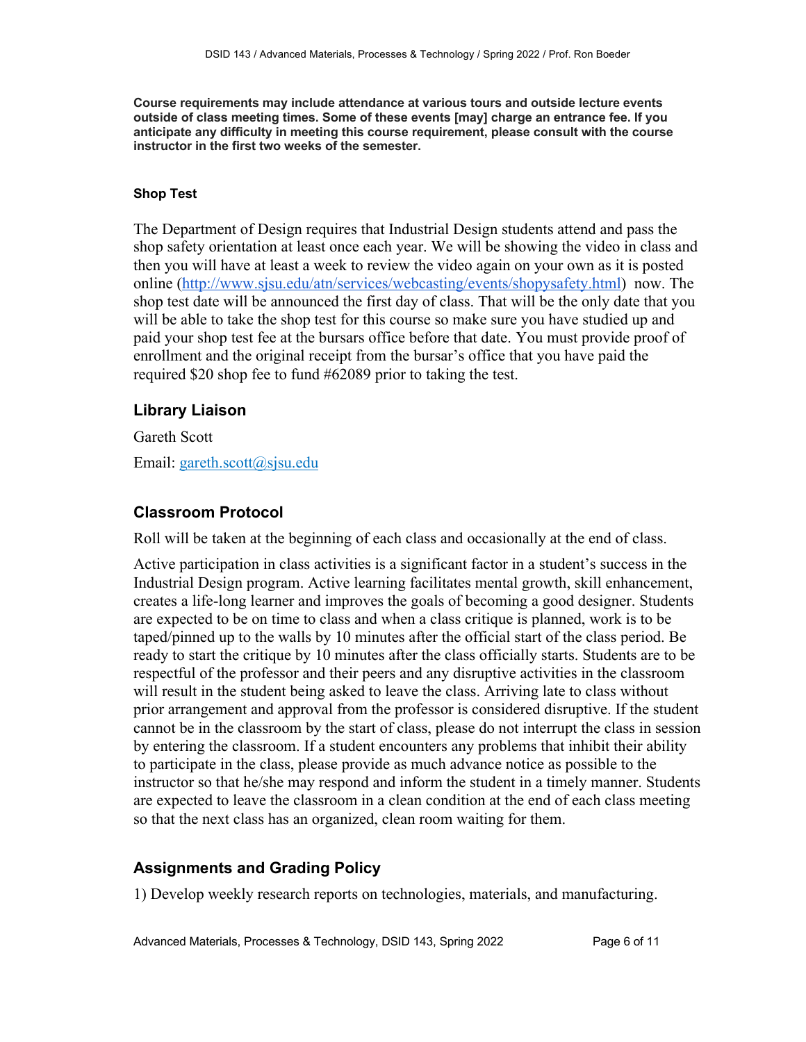**Course requirements may include attendance at various tours and outside lecture events outside of class meeting times. Some of these events [may] charge an entrance fee. If you anticipate any difficulty in meeting this course requirement, please consult with the course instructor in the first two weeks of the semester.**

#### Shop Test

The Department of Design requires that Industrial Design students attend and pass the shop safety orientation at least once each year. We will be showing the video in class and then you will have at least a week to review the video again on your own as it is posted online (http://www.sjsu.edu/atn/services/webcasting/events/shopysafety.html) now. The shop test date will be announced the first day of class. That will be the only date that you will be able to take the shop test for this course so make sure you have studied up and paid your shop test fee at the bursars office before that date. You must provide proof of enrollment and the original receipt from the bursar's office that you have paid the required $20 shop fee to fund #62089 prior to taking the test.

## Library Liaison

Gareth Scott

Email: gareth.scott@sjsu.edu

## Classroom Protocol

Roll will be taken at the beginning of each class and occasionally at the end of class.

Active participation in class activities is a significant factor in a student's success in the Industrial Design program. Active learning facilitates mental growth, skill enhancement, creates a life-long learner and improves the goals of becoming a good designer. Students are expected to be on time to class and when a class critique is planned, work is to be taped/pinned up to the walls by 10 minutes after the official start of the class period. Be ready to start the critique by 10 minutes after the class officially starts. Students are to be respectful of the professor and their peers and any disruptive activities in the classroom will result in the student being asked to leave the class. Arriving late to class without prior arrangement and approval from the professor is considered disruptive. If the student cannot be in the classroom by the start of class, please do not interrupt the class in session by entering the classroom. If a student encounters any problems that inhibit their ability to participate in the class, please provide as much advance notice as possible to the instructor so that he/she may respond and inform the student in a timely manner. Students are expected to leave the classroom in a clean condition at the end of each class meeting so that the next class has an organized, clean room waiting for them.

## Assignments and Grading Policy

1) Develop weekly research reports on technologies, materials, and manufacturing.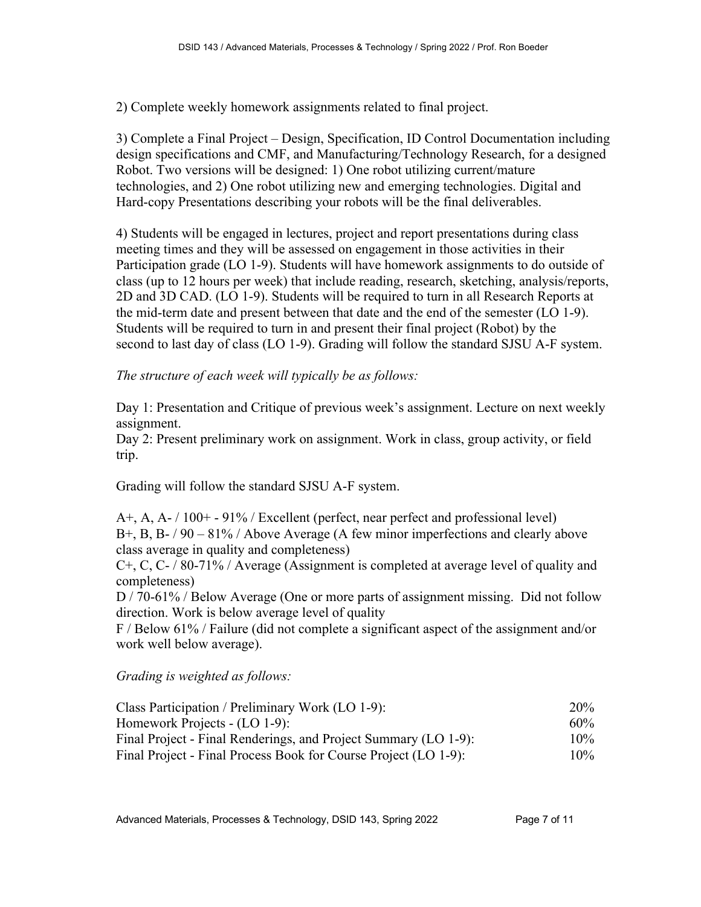2) Complete weekly homework assignments related to final project.

3) Complete a Final Project – Design, Specification, ID Control Documentation including design specifications and CMF, and Manufacturing/Technology Research, for a designed Robot. Two versions will be designed: 1) One robot utilizing current/mature technologies, and 2) One robot utilizing new and emerging technologies. Digital and Hard-copy Presentations describing your robots will be the final deliverables.

4) Students will be engaged in lectures, project and report presentations during class meeting times and they will be assessed on engagement in those activities in their Participation grade (LO 1-9). Students will have homework assignments to do outside of class (up to 12 hours per week) that include reading, research, sketching, analysis/reports, 2D and 3D CAD. (LO 1-9). Students will be required to turn in all Research Reports at the mid-term date and present between that date and the end of the semester (LO 1-9). Students will be required to turn in and present their final project (Robot) by the second to last day of class (LO 1-9). Grading will follow the standard SJSU A-F system.

*The structure of each week will typically be as follows:*

Day 1: Presentation and Critique of previous week's assignment. Lecture on next weekly assignment.
Day 2: Present preliminary work on assignment. Work in class, group activity, or field trip.

Grading will follow the standard SJSU A-F system.

A+, A, A- / 100+ - 91% / Excellent (perfect, near perfect and professional level)
B+, B, B- / 90 – 81% / Above Average (A few minor imperfections and clearly above class average in quality and completeness)
C+, C, C- / 80-71% / Average (Assignment is completed at average level of quality and completeness)
D / 70-61% / Below Average (One or more parts of assignment missing. Did not follow direction. Work is below average level of quality
F / Below 61% / Failure (did not complete a significant aspect of the assignment and/or work well below average).

*Grading is weighted as follows:*

| | |
|---|---|
| Class Participation / Preliminary Work (LO 1-9): | 20% |
| Homework Projects - (LO 1-9): | 60% |
| Final Project - Final Renderings, and Project Summary (LO 1-9): | 10% |
| Final Project - Final Process Book for Course Project (LO 1-9): | 10% |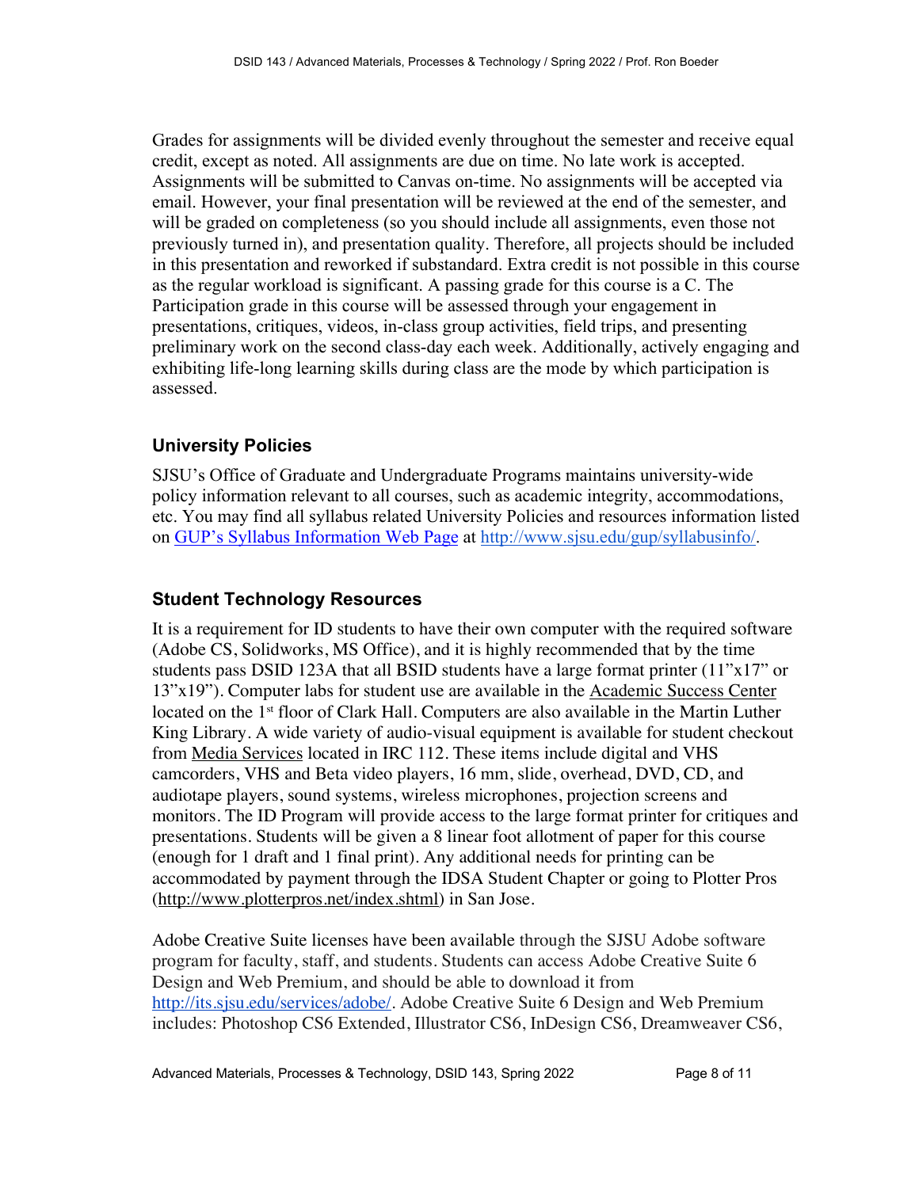Grades for assignments will be divided evenly throughout the semester and receive equal credit, except as noted. All assignments are due on time. No late work is accepted. Assignments will be submitted to Canvas on-time. No assignments will be accepted via email. However, your final presentation will be reviewed at the end of the semester, and will be graded on completeness (so you should include all assignments, even those not previously turned in), and presentation quality. Therefore, all projects should be included in this presentation and reworked if substandard. Extra credit is not possible in this course as the regular workload is significant. A passing grade for this course is a C. The Participation grade in this course will be assessed through your engagement in presentations, critiques, videos, in-class group activities, field trips, and presenting preliminary work on the second class-day each week. Additionally, actively engaging and exhibiting life-long learning skills during class are the mode by which participation is assessed.

## University Policies

SJSU's Office of Graduate and Undergraduate Programs maintains university-wide policy information relevant to all courses, such as academic integrity, accommodations, etc. You may find all syllabus related University Policies and resources information listed on [GUP's Syllabus Information Web Page](http://www.sjsu.edu/gup/syllabusinfo/) at [http://www.sjsu.edu/gup/syllabusinfo/](http://www.sjsu.edu/gup/syllabusinfo/).

## Student Technology Resources

It is a requirement for ID students to have their own computer with the required software (Adobe CS, Solidworks, MS Office), and it is highly recommended that by the time students pass DSID 123A that all BSID students have a large format printer (11"x17" or 13"x19"). Computer labs for student use are available in the Academic Success Center located on the 1st floor of Clark Hall. Computers are also available in the Martin Luther King Library. A wide variety of audio-visual equipment is available for student checkout from Media Services located in IRC 112. These items include digital and VHS camcorders, VHS and Beta video players, 16 mm, slide, overhead, DVD, CD, and audiotape players, sound systems, wireless microphones, projection screens and monitors. The ID Program will provide access to the large format printer for critiques and presentations. Students will be given a 8 linear foot allotment of paper for this course (enough for 1 draft and 1 final print). Any additional needs for printing can be accommodated by payment through the IDSA Student Chapter or going to Plotter Pros (http://www.plotterpros.net/index.shtml) in San Jose.

Adobe Creative Suite licenses have been available through the SJSU Adobe software program for faculty, staff, and students. Students can access Adobe Creative Suite 6 Design and Web Premium, and should be able to download it from [http://its.sjsu.edu/services/adobe/](http://its.sjsu.edu/services/adobe/). Adobe Creative Suite 6 Design and Web Premium includes: Photoshop CS6 Extended, Illustrator CS6, InDesign CS6, Dreamweaver CS6,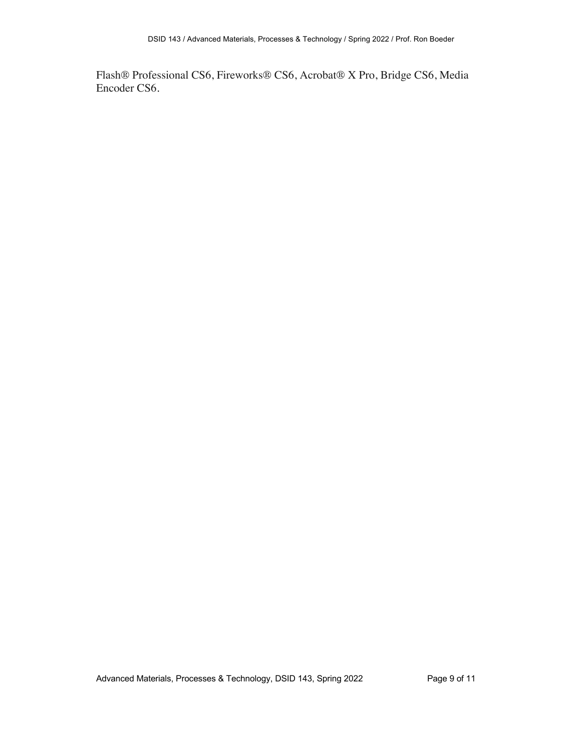Flash® Professional CS6, Fireworks® CS6, Acrobat® X Pro, Bridge CS6, Media Encoder CS6.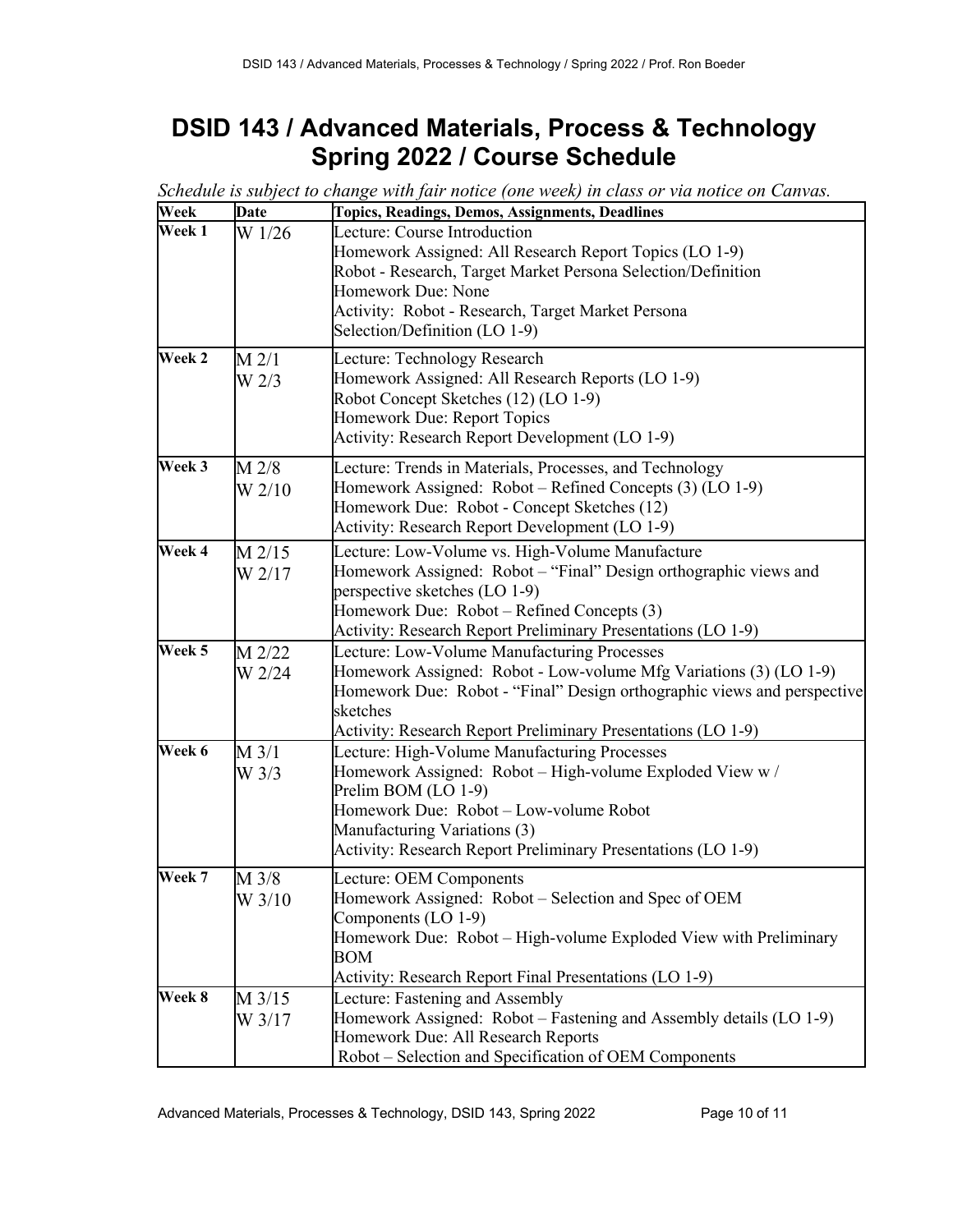# DSID 143 / Advanced Materials, Process & Technology Spring 2022 / Course Schedule

*Schedule is subject to change with fair notice (one week) in class or via notice on Canvas.*

| Week | Date | Topics, Readings, Demos, Assignments, Deadlines |
|---|---|---|
| Week 1 | W 1/26 | Lecture: Course Introduction<br>Homework Assigned: All Research Report Topics (LO 1-9)<br>Robot - Research, Target Market Persona Selection/Definition<br>Homework Due: None<br>Activity: Robot - Research, Target Market Persona Selection/Definition (LO 1-9) |
| Week 2 | M 2/1<br>W 2/3 | Lecture: Technology Research<br>Homework Assigned: All Research Reports (LO 1-9)<br>Robot Concept Sketches (12) (LO 1-9)<br>Homework Due: Report Topics<br>Activity: Research Report Development (LO 1-9) |
| Week 3 | M 2/8<br>W 2/10 | Lecture: Trends in Materials, Processes, and Technology<br>Homework Assigned: Robot – Refined Concepts (3) (LO 1-9)<br>Homework Due: Robot - Concept Sketches (12)<br>Activity: Research Report Development (LO 1-9) |
| Week 4 | M 2/15<br>W 2/17 | Lecture: Low-Volume vs. High-Volume Manufacture<br>Homework Assigned: Robot – "Final" Design orthographic views and perspective sketches (LO 1-9)<br>Homework Due: Robot – Refined Concepts (3)<br>Activity: Research Report Preliminary Presentations (LO 1-9) |
| Week 5 | M 2/22<br>W 2/24 | Lecture: Low-Volume Manufacturing Processes<br>Homework Assigned: Robot - Low-volume Mfg Variations (3) (LO 1-9)<br>Homework Due: Robot - "Final" Design orthographic views and perspective sketches<br>Activity: Research Report Preliminary Presentations (LO 1-9) |
| Week 6 | M 3/1<br>W 3/3 | Lecture: High-Volume Manufacturing Processes<br>Homework Assigned: Robot – High-volume Exploded View w / Prelim BOM (LO 1-9)<br>Homework Due: Robot – Low-volume Robot Manufacturing Variations (3)<br>Activity: Research Report Preliminary Presentations (LO 1-9) |
| Week 7 | M 3/8<br>W 3/10 | Lecture: OEM Components<br>Homework Assigned: Robot – Selection and Spec of OEM Components (LO 1-9)<br>Homework Due: Robot – High-volume Exploded View with Preliminary BOM<br>Activity: Research Report Final Presentations (LO 1-9) |
| Week 8 | M 3/15<br>W 3/17 | Lecture: Fastening and Assembly<br>Homework Assigned: Robot – Fastening and Assembly details (LO 1-9)<br>Homework Due: All Research Reports<br>Robot – Selection and Specification of OEM Components |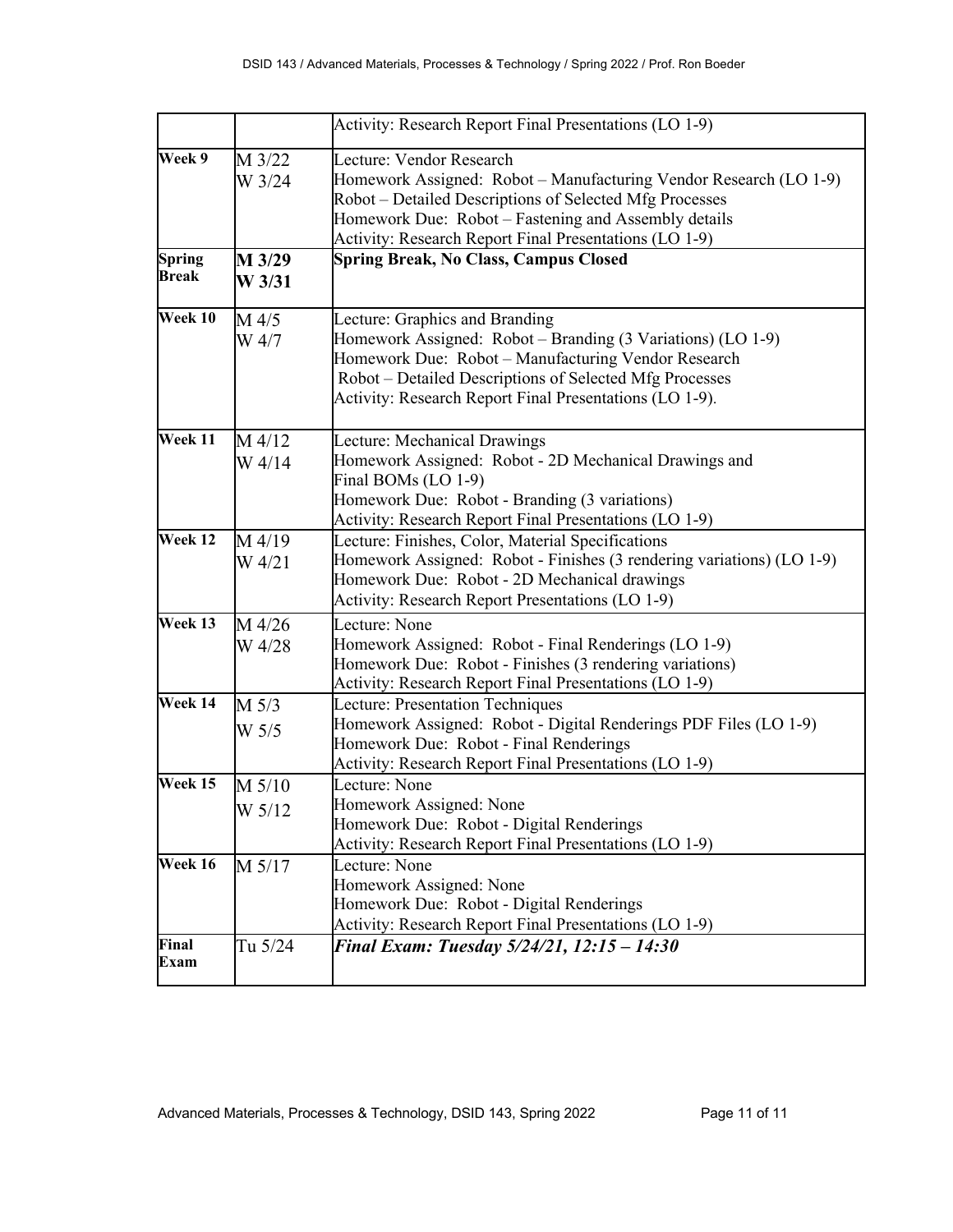| | | |
|---|---|---|
| | | Activity: Research Report Final Presentations (LO 1-9) |
| **Week 9** | M 3/22<br>W 3/24 | Lecture: Vendor Research<br>Homework Assigned: Robot – Manufacturing Vendor Research (LO 1-9)<br>Robot – Detailed Descriptions of Selected Mfg Processes<br>Homework Due: Robot – Fastening and Assembly details<br>Activity: Research Report Final Presentations (LO 1-9) |
| **Spring Break** | **M 3/29**<br>**W 3/31** | **Spring Break, No Class, Campus Closed** |
| **Week 10** | M 4/5<br>W 4/7 | Lecture: Graphics and Branding<br>Homework Assigned: Robot – Branding (3 Variations) (LO 1-9)<br>Homework Due: Robot – Manufacturing Vendor Research<br>Robot – Detailed Descriptions of Selected Mfg Processes<br>Activity: Research Report Final Presentations (LO 1-9). |
| **Week 11** | M 4/12<br>W 4/14 | Lecture: Mechanical Drawings<br>Homework Assigned: Robot - 2D Mechanical Drawings and<br>Final BOMs (LO 1-9)<br>Homework Due: Robot - Branding (3 variations)<br>Activity: Research Report Final Presentations (LO 1-9) |
| **Week 12** | M 4/19<br>W 4/21 | Lecture: Finishes, Color, Material Specifications<br>Homework Assigned: Robot - Finishes (3 rendering variations) (LO 1-9)<br>Homework Due: Robot - 2D Mechanical drawings<br>Activity: Research Report Presentations (LO 1-9) |
| **Week 13** | M 4/26<br>W 4/28 | Lecture: None<br>Homework Assigned: Robot - Final Renderings (LO 1-9)<br>Homework Due: Robot - Finishes (3 rendering variations)<br>Activity: Research Report Final Presentations (LO 1-9) |
| **Week 14** | M 5/3<br>W 5/5 | Lecture: Presentation Techniques<br>Homework Assigned: Robot - Digital Renderings PDF Files (LO 1-9)<br>Homework Due: Robot - Final Renderings<br>Activity: Research Report Final Presentations (LO 1-9) |
| **Week 15** | M 5/10<br>W 5/12 | Lecture: None<br>Homework Assigned: None<br>Homework Due: Robot - Digital Renderings<br>Activity: Research Report Final Presentations (LO 1-9) |
| **Week 16** | M 5/17 | Lecture: None<br>Homework Assigned: None<br>Homework Due: Robot - Digital Renderings<br>Activity: Research Report Final Presentations (LO 1-9) |
| **Final Exam** | Tu 5/24 | ***Final Exam: Tuesday 5/24/21, 12:15 – 14:30*** |